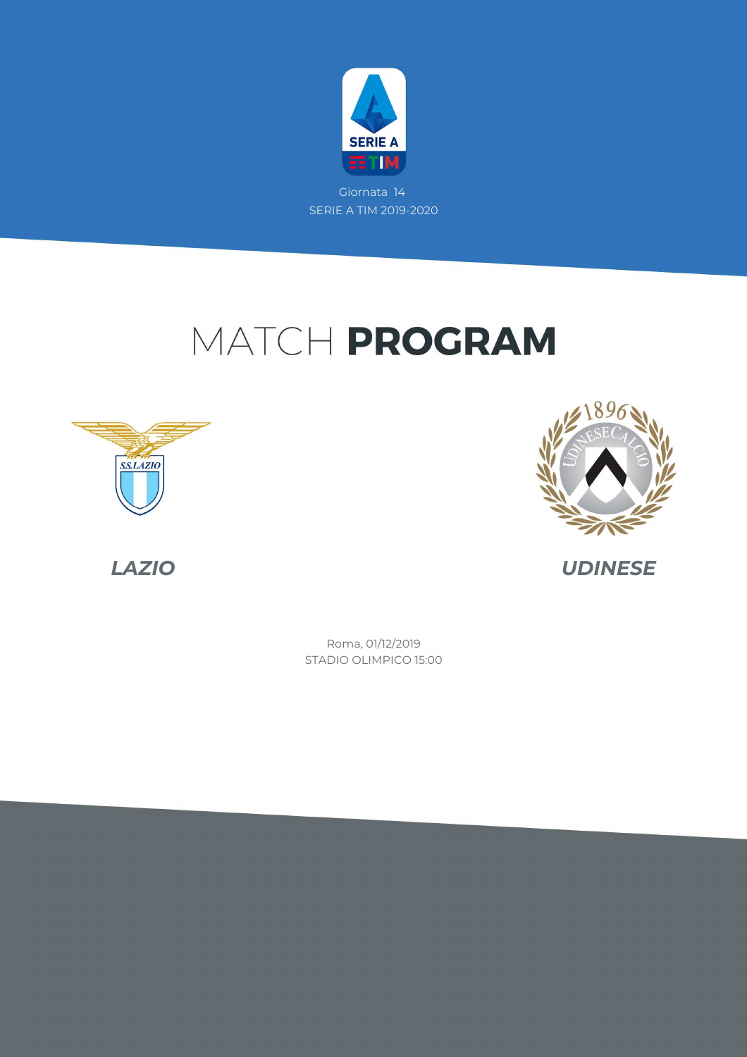Giornata 14
SERIE A TIM 2019-2020

# MATCH **PROGRAM**

**LAZIO**

**UDINESE**

Roma, 01/12/2019
STADIO OLIMPICO 15:00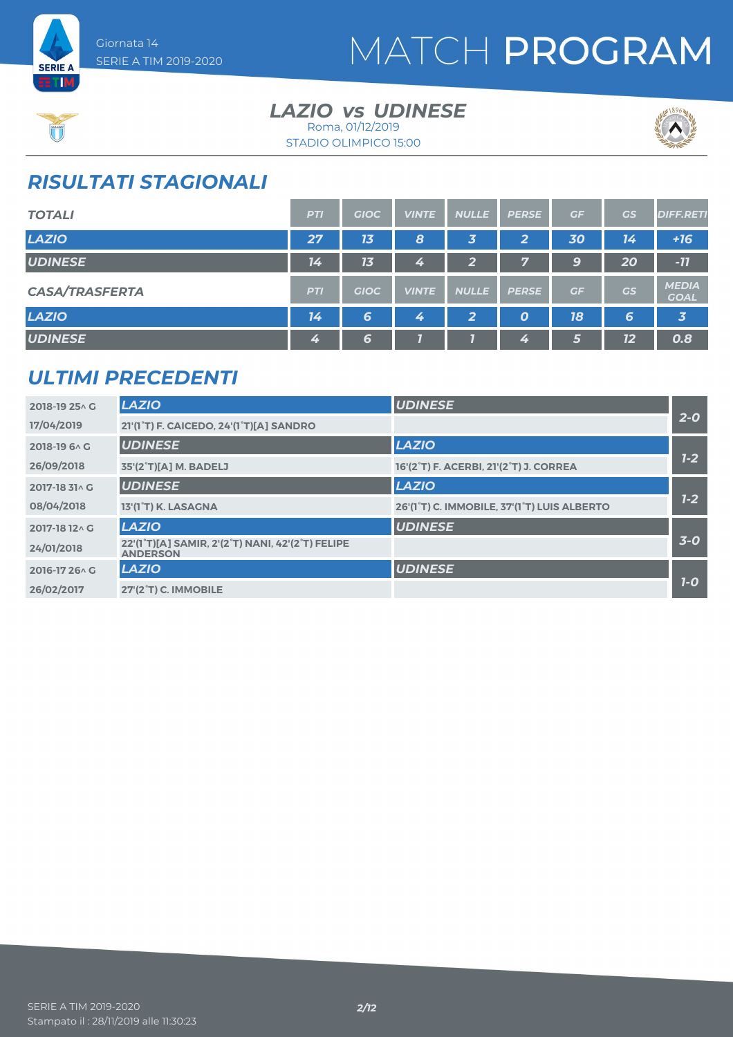Giornata 14
SERIE A TIM 2019-2020

# MATCH PROGRAM

### LAZIO vs UDINESE

Roma, 01/12/2019
STADIO OLIMPICO 15:00

## RISULTATI STAGIONALI

| TOTALI | PTI | GIOC | VINTE | NULLE | PERSE | GF | GS | DIFF.RETI |
|---|---|---|---|---|---|---|---|---|
| LAZIO | 27 | 13 | 8 | 3 | 2 | 30 | 14 | +16 |
| UDINESE | 14 | 13 | 4 | 2 | 7 | 9 | 20 | -11 |

| CASA/TRASFERTA | PTI | GIOC | VINTE | NULLE | PERSE | GF | GS | MEDIA GOAL |
|---|---|---|---|---|---|---|---|---|
| LAZIO | 14 | 6 | 4 | 2 | 0 | 18 | 6 | 3 |
| UDINESE | 4 | 6 | 1 | 1 | 4 | 5 | 12 | 0.8 |

## ULTIMI PRECEDENTI

| Giornata / Data | Casa | Trasferta | Risultato |
|---|---|---|---|
| 2018-19 25^ G | LAZIO | UDINESE | 2-0 |
| 17/04/2019 | 21'(1°T) F. CAICEDO, 24'(1°T)[A] SANDRO | | |
| 2018-19 6^ G | UDINESE | LAZIO | 1-2 |
| 26/09/2018 | 35'(2°T)[A] M. BADELJ | 16'(2°T) F. ACERBI, 21'(2°T) J. CORREA | |
| 2017-18 31^ G | UDINESE | LAZIO | 1-2 |
| 08/04/2018 | 13'(1°T) K. LASAGNA | 26'(1°T) C. IMMOBILE, 37'(1°T) LUIS ALBERTO | |
| 2017-18 12^ G | LAZIO | UDINESE | 3-0 |
| 24/01/2018 | 22'(1°T)[A] SAMIR, 2'(2°T) NANI, 42'(2°T) FELIPE ANDERSON | | |
| 2016-17 26^ G | LAZIO | UDINESE | 1-0 |
| 26/02/2017 | 27'(2°T) C. IMMOBILE | | |

SERIE A TIM 2019-2020
Stampato il : 28/11/2019 alle 11:30:23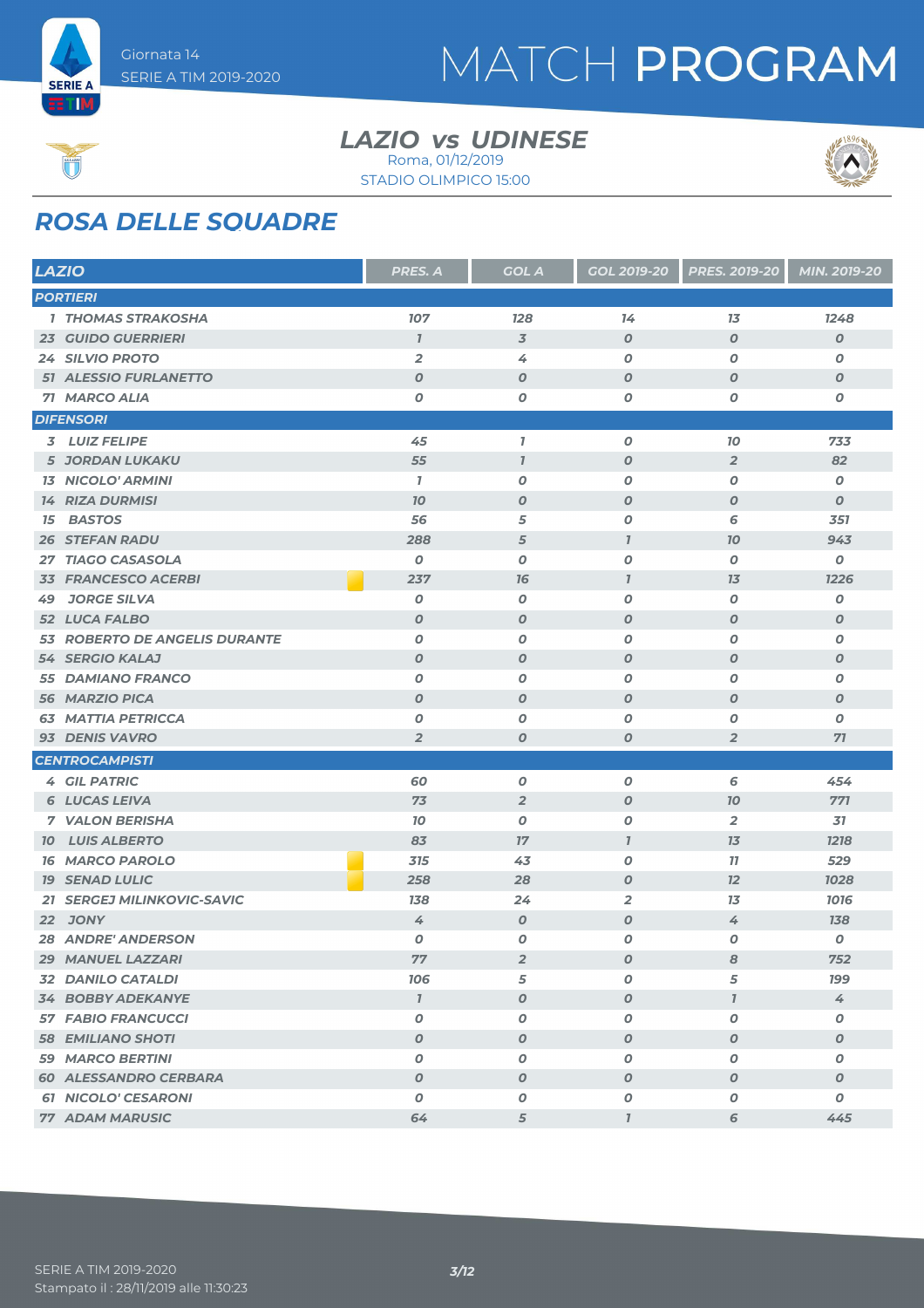# MATCH PROGRAM

Giornata 14
SERIE A TIM 2019-2020

## LAZIO vs UDINESE

Roma, 01/12/2019
STADIO OLIMPICO 15:00

## ROSA DELLE SQUADRE

| LAZIO | PRES. A | GOL A | GOL 2019-20 | PRES. 2019-20 | MIN. 2019-20 |
|---|---|---|---|---|---|
| **PORTIERI** | | | | | |
| 1 THOMAS STRAKOSHA | 107 | 128 | 14 | 13 | 1248 |
| 23 GUIDO GUERRIERI | 1 | 3 | 0 | 0 | 0 |
| 24 SILVIO PROTO | 2 | 4 | 0 | 0 | 0 |
| 51 ALESSIO FURLANETTO | 0 | 0 | 0 | 0 | 0 |
| 71 MARCO ALIA | 0 | 0 | 0 | 0 | 0 |
| **DIFENSORI** | | | | | |
| 3 LUIZ FELIPE | 45 | 1 | 0 | 10 | 733 |
| 5 JORDAN LUKAKU | 55 | 1 | 0 | 2 | 82 |
| 13 NICOLO' ARMINI | 1 | 0 | 0 | 0 | 0 |
| 14 RIZA DURMISI | 10 | 0 | 0 | 0 | 0 |
| 15 BASTOS | 56 | 5 | 0 | 6 | 351 |
| 26 STEFAN RADU | 288 | 5 | 1 | 10 | 943 |
| 27 TIAGO CASASOLA | 0 | 0 | 0 | 0 | 0 |
| 33 FRANCESCO ACERBI | 237 | 16 | 1 | 13 | 1226 |
| 49 JORGE SILVA | 0 | 0 | 0 | 0 | 0 |
| 52 LUCA FALBO | 0 | 0 | 0 | 0 | 0 |
| 53 ROBERTO DE ANGELIS DURANTE | 0 | 0 | 0 | 0 | 0 |
| 54 SERGIO KALAJ | 0 | 0 | 0 | 0 | 0 |
| 55 DAMIANO FRANCO | 0 | 0 | 0 | 0 | 0 |
| 56 MARZIO PICA | 0 | 0 | 0 | 0 | 0 |
| 63 MATTIA PETRICCA | 0 | 0 | 0 | 0 | 0 |
| 93 DENIS VAVRO | 2 | 0 | 0 | 2 | 71 |
| **CENTROCAMPISTI** | | | | | |
| 4 GIL PATRIC | 60 | 0 | 0 | 6 | 454 |
| 6 LUCAS LEIVA | 73 | 2 | 0 | 10 | 771 |
| 7 VALON BERISHA | 10 | 0 | 0 | 2 | 31 |
| 10 LUIS ALBERTO | 83 | 17 | 1 | 13 | 1218 |
| 16 MARCO PAROLO | 315 | 43 | 0 | 11 | 529 |
| 19 SENAD LULIC | 258 | 28 | 0 | 12 | 1028 |
| 21 SERGEJ MILINKOVIC-SAVIC | 138 | 24 | 2 | 13 | 1016 |
| 22 JONY | 4 | 0 | 0 | 4 | 138 |
| 28 ANDRE' ANDERSON | 0 | 0 | 0 | 0 | 0 |
| 29 MANUEL LAZZARI | 77 | 2 | 0 | 8 | 752 |
| 32 DANILO CATALDI | 106 | 5 | 0 | 5 | 199 |
| 34 BOBBY ADEKANYE | 1 | 0 | 0 | 1 | 4 |
| 57 FABIO FRANCUCCI | 0 | 0 | 0 | 0 | 0 |
| 58 EMILIANO SHOTI | 0 | 0 | 0 | 0 | 0 |
| 59 MARCO BERTINI | 0 | 0 | 0 | 0 | 0 |
| 60 ALESSANDRO CERBARA | 0 | 0 | 0 | 0 | 0 |
| 61 NICOLO' CESARONI | 0 | 0 | 0 | 0 | 0 |
| 77 ADAM MARUSIC | 64 | 5 | 1 | 6 | 445 |

SERIE A TIM 2019-2020
Stampato il : 28/11/2019 alle 11:30:23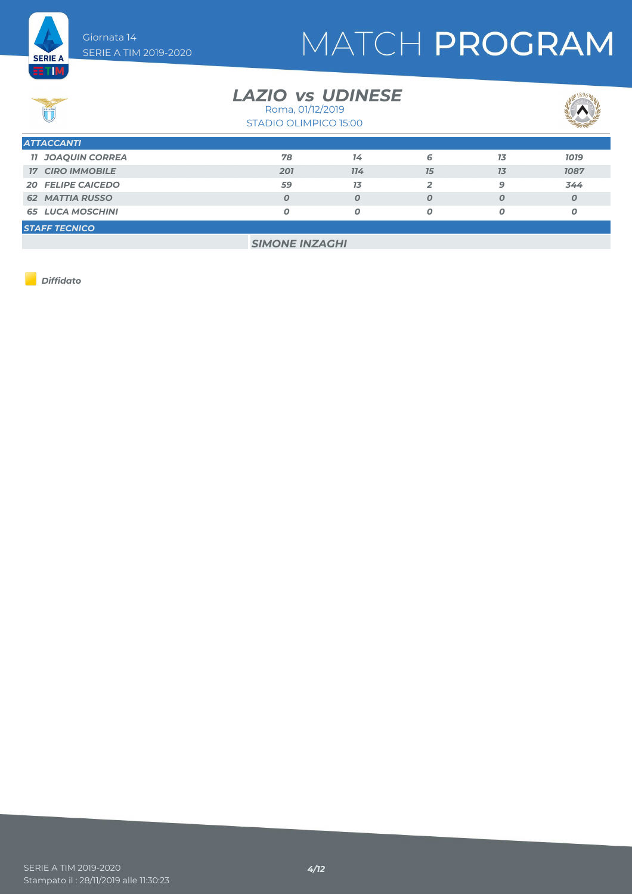# MATCH PROGRAM

Giornata 14
SERIE A TIM 2019-2020

## LAZIO vs UDINESE

Roma, 01/12/2019
STADIO OLIMPICO 15:00

| ATTACCANTI | | | | | |
|---|---|---|---|---|---|
| 11 JOAQUIN CORREA | 78 | 14 | 6 | 13 | 1019 |
| 17 CIRO IMMOBILE | 201 | 114 | 15 | 13 | 1087 |
| 20 FELIPE CAICEDO | 59 | 13 | 2 | 9 | 344 |
| 62 MATTIA RUSSO | 0 | 0 | 0 | 0 | 0 |
| 65 LUCA MOSCHINI | 0 | 0 | 0 | 0 | 0 |

| STAFF TECNICO |
|---|
| SIMONE INZAGHI |

*Diffidato*

SERIE A TIM 2019-2020
Stampato il : 28/11/2019 alle 11:30:23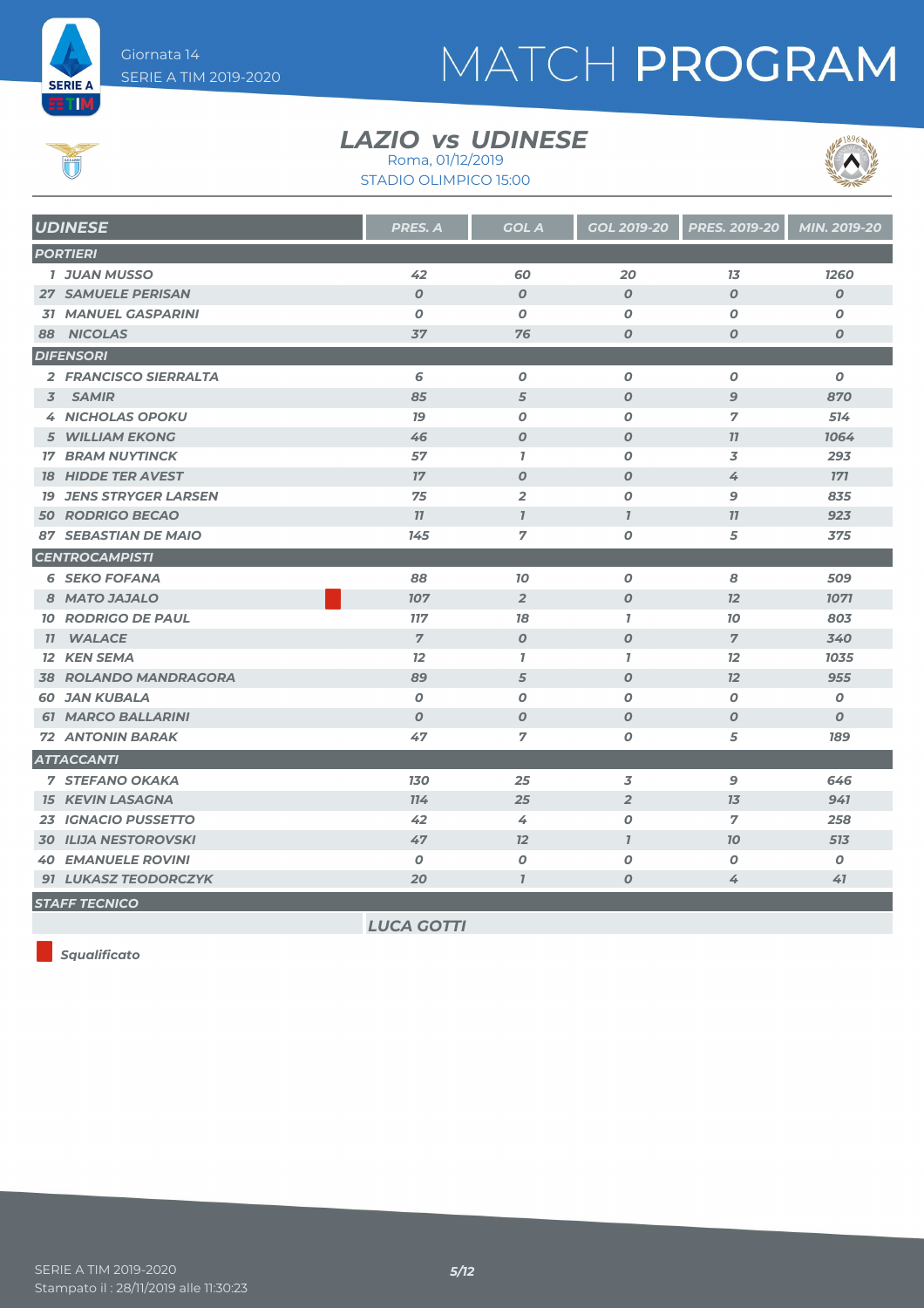Giornata 14
SERIE A TIM 2019-2020

# MATCH PROGRAM

## LAZIO vs UDINESE

Roma, 01/12/2019
STADIO OLIMPICO 15:00

| UDINESE | PRES. A | GOL A | GOL 2019-20 | PRES. 2019-20 | MIN. 2019-20 |
|---|---|---|---|---|---|
| **PORTIERI** | | | | | |
| 1 JUAN MUSSO | 42 | 60 | 20 | 13 | 1260 |
| 27 SAMUELE PERISAN | 0 | 0 | 0 | 0 | 0 |
| 31 MANUEL GASPARINI | 0 | 0 | 0 | 0 | 0 |
| 88 NICOLAS | 37 | 76 | 0 | 0 | 0 |
| **DIFENSORI** | | | | | |
| 2 FRANCISCO SIERRALTA | 6 | 0 | 0 | 0 | 0 |
| 3 SAMIR | 85 | 5 | 0 | 9 | 870 |
| 4 NICHOLAS OPOKU | 19 | 0 | 0 | 7 | 514 |
| 5 WILLIAM EKONG | 46 | 0 | 0 | 11 | 1064 |
| 17 BRAM NUYTINCK | 57 | 1 | 0 | 3 | 293 |
| 18 HIDDE TER AVEST | 17 | 0 | 0 | 4 | 171 |
| 19 JENS STRYGER LARSEN | 75 | 2 | 0 | 9 | 835 |
| 50 RODRIGO BECAO | 11 | 1 | 1 | 11 | 923 |
| 87 SEBASTIAN DE MAIO | 145 | 7 | 0 | 5 | 375 |
| **CENTROCAMPISTI** | | | | | |
| 6 SEKO FOFANA | 88 | 10 | 0 | 8 | 509 |
| 8 MATO JAJALO (Squalificato) | 107 | 2 | 0 | 12 | 1071 |
| 10 RODRIGO DE PAUL | 117 | 18 | 1 | 10 | 803 |
| 11 WALACE | 7 | 0 | 0 | 7 | 340 |
| 12 KEN SEMA | 12 | 1 | 1 | 12 | 1035 |
| 38 ROLANDO MANDRAGORA | 89 | 5 | 0 | 12 | 955 |
| 60 JAN KUBALA | 0 | 0 | 0 | 0 | 0 |
| 61 MARCO BALLARINI | 0 | 0 | 0 | 0 | 0 |
| 72 ANTONIN BARAK | 47 | 7 | 0 | 5 | 189 |
| **ATTACCANTI** | | | | | |
| 7 STEFANO OKAKA | 130 | 25 | 3 | 9 | 646 |
| 15 KEVIN LASAGNA | 114 | 25 | 2 | 13 | 941 |
| 23 IGNACIO PUSSETTO | 42 | 4 | 0 | 7 | 258 |
| 30 ILIJA NESTOROVSKI | 47 | 12 | 1 | 10 | 513 |
| 40 EMANUELE ROVINI | 0 | 0 | 0 | 0 | 0 |
| 91 LUKASZ TEODORCZYK | 20 | 1 | 0 | 4 | 41 |
| **STAFF TECNICO** | | | | | |
| | LUCA GOTTI | | | | |

Squalificato

SERIE A TIM 2019-2020
Stampato il : 28/11/2019 alle 11:30:23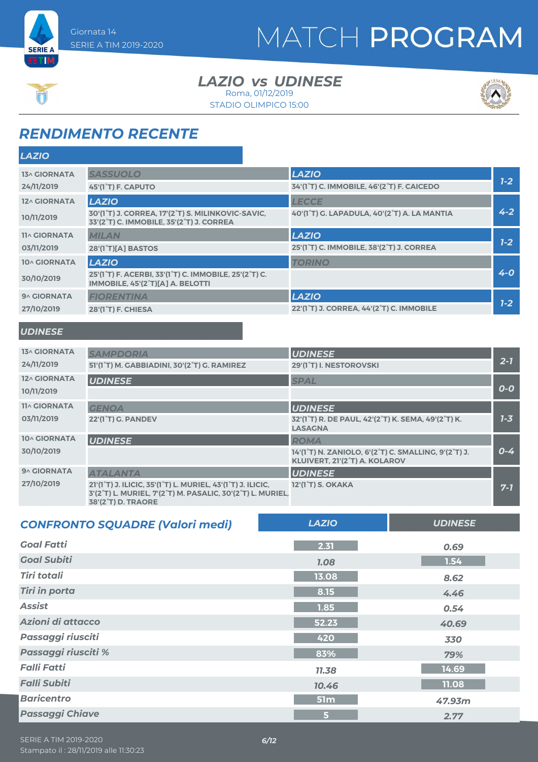Giornata 14
SERIE A TIM 2019-2020

# MATCH PROGRAM

## LAZIO vs UDINESE

Roma, 01/12/2019
STADIO OLIMPICO 15:00

## RENDIMENTO RECENTE

### LAZIO

| Giornata | Casa | Ospite | Risultato |
|---|---|---|---|
| 13^ GIORNATA 24/11/2019 | SASSUOLO<br>45'(1°T) F. CAPUTO | LAZIO<br>34'(1°T) C. IMMOBILE, 46'(2°T) F. CAICEDO | 1-2 |
| 12^ GIORNATA 10/11/2019 | LAZIO<br>30'(1°T) J. CORREA, 17'(2°T) S. MILINKOVIC-SAVIC, 33'(2°T) C. IMMOBILE, 35'(2°T) J. CORREA | LECCE<br>40'(1°T) G. LAPADULA, 40'(2°T) A. LA MANTIA | 4-2 |
| 11^ GIORNATA 03/11/2019 | MILAN<br>28'(1°T)[A] BASTOS | LAZIO<br>25'(1°T) C. IMMOBILE, 38'(2°T) J. CORREA | 1-2 |
| 10^ GIORNATA 30/10/2019 | LAZIO<br>25'(1°T) F. ACERBI, 33'(1°T) C. IMMOBILE, 25'(2°T) C. IMMOBILE, 45'(2°T)[A] A. BELOTTI | TORINO | 4-0 |
| 9^ GIORNATA 27/10/2019 | FIORENTINA<br>28'(1°T) F. CHIESA | LAZIO<br>22'(1°T) J. CORREA, 44'(2°T) C. IMMOBILE | 1-2 |

### UDINESE

| Giornata | Casa | Ospite | Risultato |
|---|---|---|---|
| 13^ GIORNATA 24/11/2019 | SAMPDORIA<br>51'(1°T) M. GABBIADINI, 30'(2°T) G. RAMIREZ | UDINESE<br>29'(1°T) I. NESTOROVSKI | 2-1 |
| 12^ GIORNATA 10/11/2019 | UDINESE | SPAL | 0-0 |
| 11^ GIORNATA 03/11/2019 | GENOA<br>22'(1°T) G. PANDEV | UDINESE<br>32'(1°T) R. DE PAUL, 42'(2°T) K. SEMA, 49'(2°T) K. LASAGNA | 1-3 |
| 10^ GIORNATA 30/10/2019 | UDINESE | ROMA<br>14'(1°T) N. ZANIOLO, 6'(2°T) C. SMALLING, 9'(2°T) J. KLUIVERT, 21'(2°T) A. KOLAROV | 0-4 |
| 9^ GIORNATA 27/10/2019 | ATALANTA<br>21'(1°T) J. ILICIC, 35'(1°T) L. MURIEL, 43'(1°T) J. ILICIC, 3'(2°T) L. MURIEL, 7'(2°T) M. PASALIC, 30'(2°T) L. MURIEL, 38'(2°T) D. TRAORE | UDINESE<br>12'(1°T) S. OKAKA | 7-1 |

## CONFRONTO SQUADRE (Valori medi)

| | LAZIO | UDINESE |
|---|---|---|
| Goal Fatti | 2.31 | 0.69 |
| Goal Subiti | 1.08 | 1.54 |
| Tiri totali | 13.08 | 8.62 |
| Tiri in porta | 8.15 | 4.46 |
| Assist | 1.85 | 0.54 |
| Azioni di attacco | 52.23 | 40.69 |
| Passaggi riusciti | 420 | 330 |
| Passaggi riusciti % | 83% | 79% |
| Falli Fatti | 11.38 | 14.69 |
| Falli Subiti | 10.46 | 11.08 |
| Baricentro | 51m | 47.93m |
| Passaggi Chiave | 5 | 2.77 |

SERIE A TIM 2019-2020
Stampato il : 28/11/2019 alle 11:30:23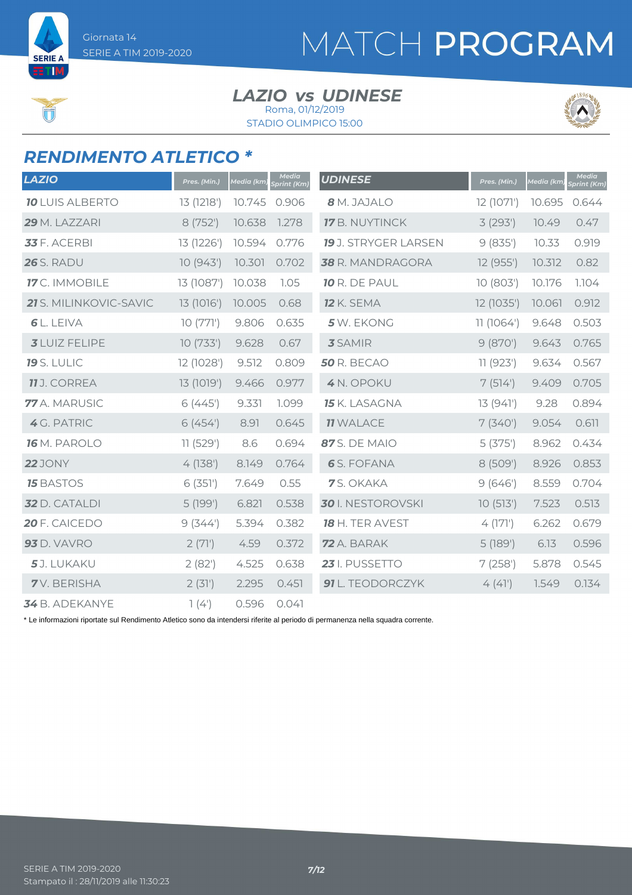# MATCH PROGRAM

Giornata 14
SERIE A TIM 2019-2020

## LAZIO vs UDINESE

Roma, 01/12/2019
STADIO OLIMPICO 15:00

## RENDIMENTO ATLETICO *

| LAZIO | Pres. (Min.) | Media (km) | Media Sprint (Km) |
|---|---|---|---|
| **10** LUIS ALBERTO | 13 (1218') | 10.745 | 0.906 |
| **29** M. LAZZARI | 8 (752') | 10.638 | 1.278 |
| **33** F. ACERBI | 13 (1226') | 10.594 | 0.776 |
| **26** S. RADU | 10 (943') | 10.301 | 0.702 |
| **17** C. IMMOBILE | 13 (1087') | 10.038 | 1.05 |
| **21** S. MILINKOVIC-SAVIC | 13 (1016') | 10.005 | 0.68 |
| **6** L. LEIVA | 10 (771') | 9.806 | 0.635 |
| **3** LUIZ FELIPE | 10 (733') | 9.628 | 0.67 |
| **19** S. LULIC | 12 (1028') | 9.512 | 0.809 |
| **11** J. CORREA | 13 (1019') | 9.466 | 0.977 |
| **77** A. MARUSIC | 6 (445') | 9.331 | 1.099 |
| **4** G. PATRIC | 6 (454') | 8.91 | 0.645 |
| **16** M. PAROLO | 11 (529') | 8.6 | 0.694 |
| **22** JONY | 4 (138') | 8.149 | 0.764 |
| **15** BASTOS | 6 (351') | 7.649 | 0.55 |
| **32** D. CATALDI | 5 (199') | 6.821 | 0.538 |
| **20** F. CAICEDO | 9 (344') | 5.394 | 0.382 |
| **93** D. VAVRO | 2 (71') | 4.59 | 0.372 |
| **5** J. LUKAKU | 2 (82') | 4.525 | 0.638 |
| **7** V. BERISHA | 2 (31') | 2.295 | 0.451 |
| **34** B. ADEKANYE | 1 (4') | 0.596 | 0.041 |

| UDINESE | Pres. (Min.) | Media (km) | Media Sprint (Km) |
|---|---|---|---|
| **8** M. JAJALO | 12 (1071') | 10.695 | 0.644 |
| **17** B. NUYTINCK | 3 (293') | 10.49 | 0.47 |
| **19** J. STRYGER LARSEN | 9 (835') | 10.33 | 0.919 |
| **38** R. MANDRAGORA | 12 (955') | 10.312 | 0.82 |
| **10** R. DE PAUL | 10 (803') | 10.176 | 1.104 |
| **12** K. SEMA | 12 (1035') | 10.061 | 0.912 |
| **5** W. EKONG | 11 (1064') | 9.648 | 0.503 |
| **3** SAMIR | 9 (870') | 9.643 | 0.765 |
| **50** R. BECAO | 11 (923') | 9.634 | 0.567 |
| **4** N. OPOKU | 7 (514') | 9.409 | 0.705 |
| **15** K. LASAGNA | 13 (941') | 9.28 | 0.894 |
| **11** WALACE | 7 (340') | 9.054 | 0.611 |
| **87** S. DE MAIO | 5 (375') | 8.962 | 0.434 |
| **6** S. FOFANA | 8 (509') | 8.926 | 0.853 |
| **7** S. OKAKA | 9 (646') | 8.559 | 0.704 |
| **30** I. NESTOROVSKI | 10 (513') | 7.523 | 0.513 |
| **18** H. TER AVEST | 4 (171') | 6.262 | 0.679 |
| **72** A. BARAK | 5 (189') | 6.13 | 0.596 |
| **23** I. PUSSETTO | 7 (258') | 5.878 | 0.545 |
| **91** L. TEODORCZYK | 4 (41') | 1.549 | 0.134 |

* Le informazioni riportate sul Rendimento Atletico sono da intendersi riferite al periodo di permanenza nella squadra corrente.

SERIE A TIM 2019-2020
Stampato il : 28/11/2019 alle 11:30:23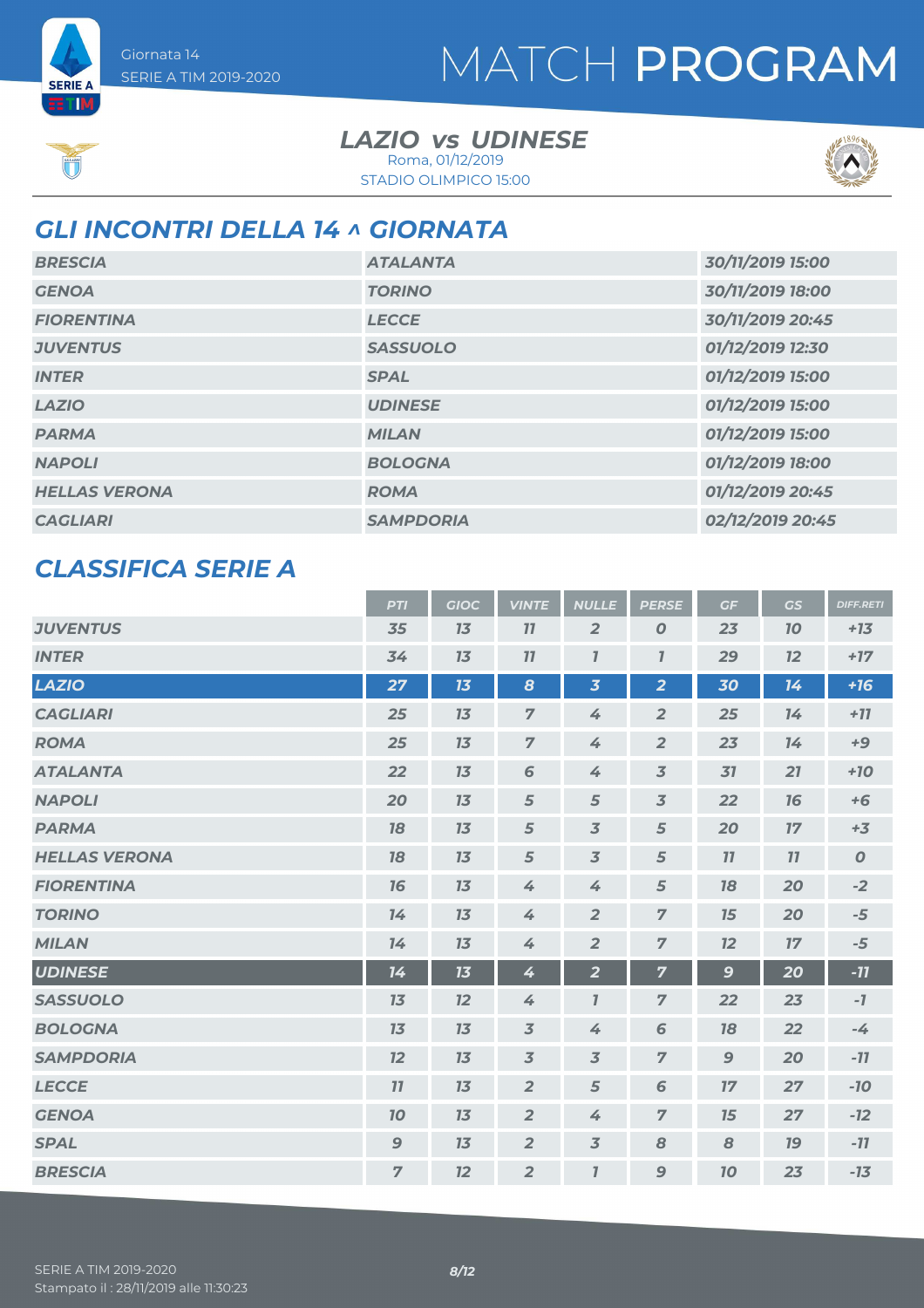Giornata 14
SERIE A TIM 2019-2020

# MATCH PROGRAM

**LAZIO vs UDINESE**
Roma, 01/12/2019
STADIO OLIMPICO 15:00

## GLI INCONTRI DELLA 14 ^ GIORNATA

| | | |
|---|---|---|
| BRESCIA | ATALANTA | 30/11/2019 15:00 |
| GENOA | TORINO | 30/11/2019 18:00 |
| FIORENTINA | LECCE | 30/11/2019 20:45 |
| JUVENTUS | SASSUOLO | 01/12/2019 12:30 |
| INTER | SPAL | 01/12/2019 15:00 |
| LAZIO | UDINESE | 01/12/2019 15:00 |
| PARMA | MILAN | 01/12/2019 15:00 |
| NAPOLI | BOLOGNA | 01/12/2019 18:00 |
| HELLAS VERONA | ROMA | 01/12/2019 20:45 |
| CAGLIARI | SAMPDORIA | 02/12/2019 20:45 |

## CLASSIFICA SERIE A

| | PTI | GIOC | VINTE | NULLE | PERSE | GF | GS | DIFF.RETI |
|---|---|---|---|---|---|---|---|---|
| JUVENTUS | 35 | 13 | 11 | 2 | 0 | 23 | 10 | +13 |
| INTER | 34 | 13 | 11 | 1 | 1 | 29 | 12 | +17 |
| LAZIO | 27 | 13 | 8 | 3 | 2 | 30 | 14 | +16 |
| CAGLIARI | 25 | 13 | 7 | 4 | 2 | 25 | 14 | +11 |
| ROMA | 25 | 13 | 7 | 4 | 2 | 23 | 14 | +9 |
| ATALANTA | 22 | 13 | 6 | 4 | 3 | 31 | 21 | +10 |
| NAPOLI | 20 | 13 | 5 | 5 | 3 | 22 | 16 | +6 |
| PARMA | 18 | 13 | 5 | 3 | 5 | 20 | 17 | +3 |
| HELLAS VERONA | 18 | 13 | 5 | 3 | 5 | 11 | 11 | 0 |
| FIORENTINA | 16 | 13 | 4 | 4 | 5 | 18 | 20 | -2 |
| TORINO | 14 | 13 | 4 | 2 | 7 | 15 | 20 | -5 |
| MILAN | 14 | 13 | 4 | 2 | 7 | 12 | 17 | -5 |
| UDINESE | 14 | 13 | 4 | 2 | 7 | 9 | 20 | -11 |
| SASSUOLO | 13 | 12 | 4 | 1 | 7 | 22 | 23 | -1 |
| BOLOGNA | 13 | 13 | 3 | 4 | 6 | 18 | 22 | -4 |
| SAMPDORIA | 12 | 13 | 3 | 3 | 7 | 9 | 20 | -11 |
| LECCE | 11 | 13 | 2 | 5 | 6 | 17 | 27 | -10 |
| GENOA | 10 | 13 | 2 | 4 | 7 | 15 | 27 | -12 |
| SPAL | 9 | 13 | 2 | 3 | 8 | 8 | 19 | -11 |
| BRESCIA | 7 | 12 | 2 | 1 | 9 | 10 | 23 | -13 |

SERIE A TIM 2019-2020
Stampato il : 28/11/2019 alle 11:30:23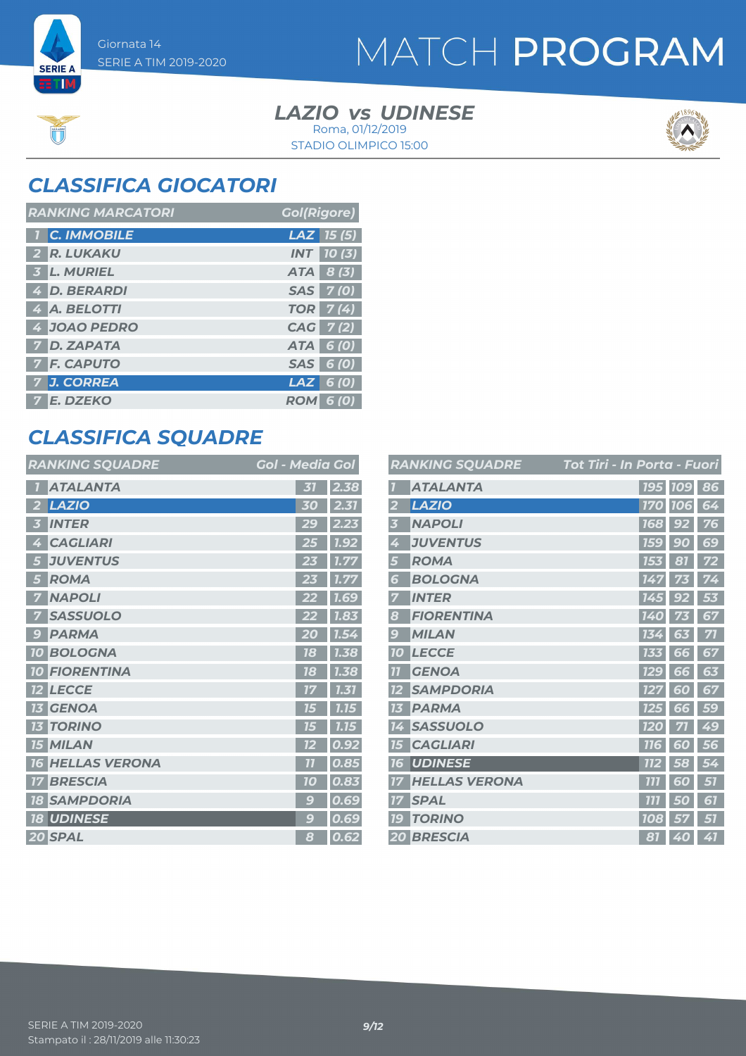Giornata 14
SERIE A TIM 2019-2020

# MATCH PROGRAM

### LAZIO vs UDINESE
Roma, 01/12/2019
STADIO OLIMPICO 15:00

## CLASSIFICA GIOCATORI

| RANKING MARCATORI | | | Gol(Rigore) |
|---|---|---|---|
| 1 | C. IMMOBILE | LAZ | 15 (5) |
| 2 | R. LUKAKU | INT | 10 (3) |
| 3 | L. MURIEL | ATA | 8 (3) |
| 4 | D. BERARDI | SAS | 7 (0) |
| 4 | A. BELOTTI | TOR | 7 (4) |
| 4 | JOAO PEDRO | CAG | 7 (2) |
| 7 | D. ZAPATA | ATA | 6 (0) |
| 7 | F. CAPUTO | SAS | 6 (0) |
| 7 | J. CORREA | LAZ | 6 (0) |
| 7 | E. DZEKO | ROM | 6 (0) |

## CLASSIFICA SQUADRE

| RANKING SQUADRE | | Gol | Media Gol |
|---|---|---|---|
| 1 | ATALANTA | 31 | 2.38 |
| 2 | LAZIO | 30 | 2.31 |
| 3 | INTER | 29 | 2.23 |
| 4 | CAGLIARI | 25 | 1.92 |
| 5 | JUVENTUS | 23 | 1.77 |
| 5 | ROMA | 23 | 1.77 |
| 7 | NAPOLI | 22 | 1.69 |
| 7 | SASSUOLO | 22 | 1.83 |
| 9 | PARMA | 20 | 1.54 |
| 10 | BOLOGNA | 18 | 1.38 |
| 10 | FIORENTINA | 18 | 1.38 |
| 12 | LECCE | 17 | 1.31 |
| 13 | GENOA | 15 | 1.15 |
| 13 | TORINO | 15 | 1.15 |
| 15 | MILAN | 12 | 0.92 |
| 16 | HELLAS VERONA | 11 | 0.85 |
| 17 | BRESCIA | 10 | 0.83 |
| 18 | SAMPDORIA | 9 | 0.69 |
| 18 | UDINESE | 9 | 0.69 |
| 20 | SPAL | 8 | 0.62 |

| RANKING SQUADRE | | Tot Tiri | In Porta | Fuori |
|---|---|---|---|---|
| 1 | ATALANTA | 195 | 109 | 86 |
| 2 | LAZIO | 170 | 106 | 64 |
| 3 | NAPOLI | 168 | 92 | 76 |
| 4 | JUVENTUS | 159 | 90 | 69 |
| 5 | ROMA | 153 | 81 | 72 |
| 6 | BOLOGNA | 147 | 73 | 74 |
| 7 | INTER | 145 | 92 | 53 |
| 8 | FIORENTINA | 140 | 73 | 67 |
| 9 | MILAN | 134 | 63 | 71 |
| 10 | LECCE | 133 | 66 | 67 |
| 11 | GENOA | 129 | 66 | 63 |
| 12 | SAMPDORIA | 127 | 60 | 67 |
| 13 | PARMA | 125 | 66 | 59 |
| 14 | SASSUOLO | 120 | 71 | 49 |
| 15 | CAGLIARI | 116 | 60 | 56 |
| 16 | UDINESE | 112 | 58 | 54 |
| 17 | HELLAS VERONA | 111 | 60 | 51 |
| 17 | SPAL | 111 | 50 | 61 |
| 19 | TORINO | 108 | 57 | 51 |
| 20 | BRESCIA | 81 | 40 | 41 |

SERIE A TIM 2019-2020
Stampato il : 28/11/2019 alle 11:30:23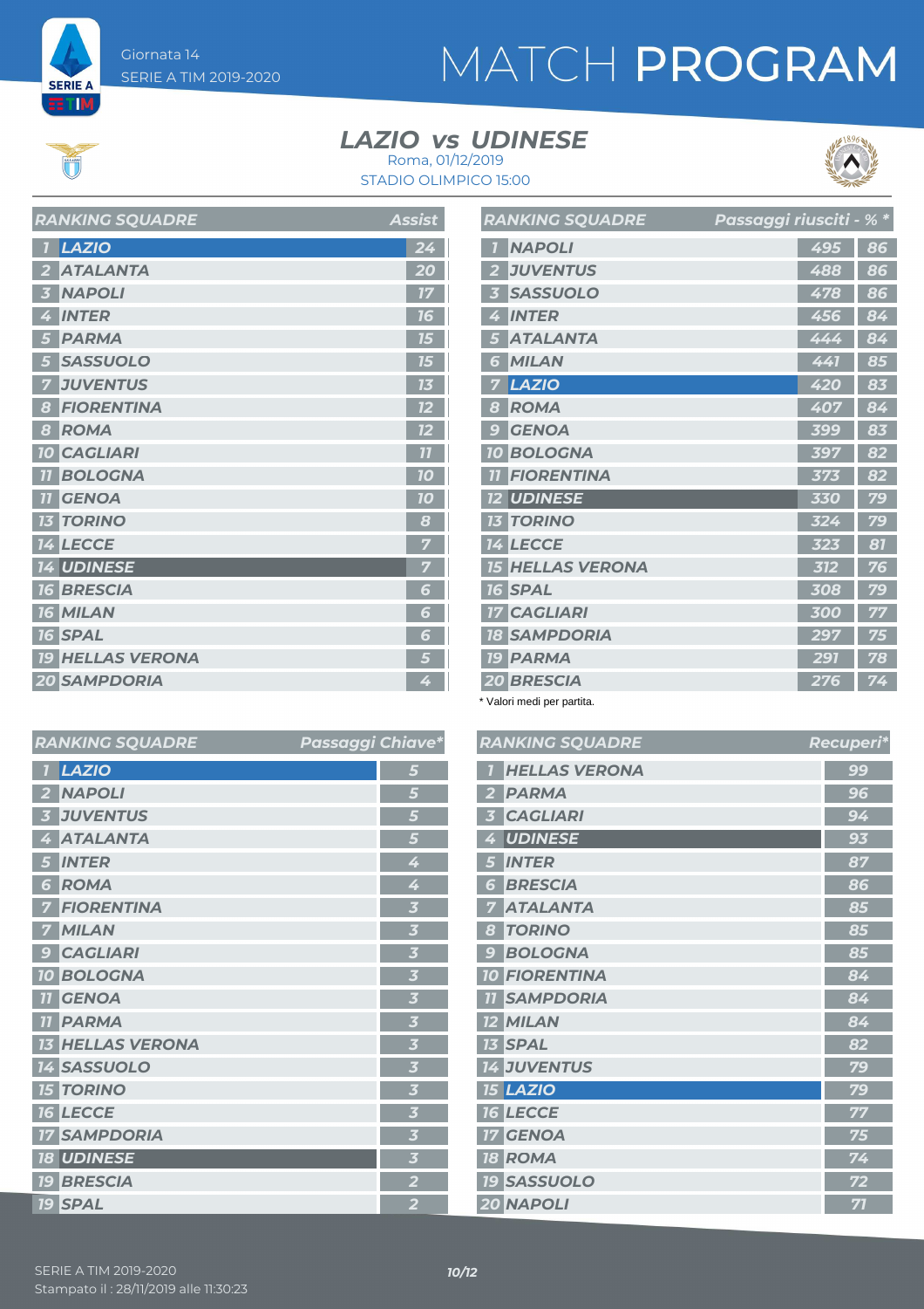Giornata 14
SERIE A TIM 2019-2020

# MATCH PROGRAM

## LAZIO vs UDINESE

Roma, 01/12/2019
STADIO OLIMPICO 15:00

| RANKING SQUADRE | | Assist |
|---|---|---|
| 1 | LAZIO | 24 |
| 2 | ATALANTA | 20 |
| 3 | NAPOLI | 17 |
| 4 | INTER | 16 |
| 5 | PARMA | 15 |
| 5 | SASSUOLO | 15 |
| 7 | JUVENTUS | 13 |
| 8 | FIORENTINA | 12 |
| 8 | ROMA | 12 |
| 10 | CAGLIARI | 11 |
| 11 | BOLOGNA | 10 |
| 11 | GENOA | 10 |
| 13 | TORINO | 8 |
| 14 | LECCE | 7 |
| 14 | UDINESE | 7 |
| 16 | BRESCIA | 6 |
| 16 | MILAN | 6 |
| 16 | SPAL | 6 |
| 19 | HELLAS VERONA | 5 |
| 20 | SAMPDORIA | 4 |

| RANKING SQUADRE | | Passaggi riusciti * | % * |
|---|---|---|---|
| 1 | NAPOLI | 495 | 86 |
| 2 | JUVENTUS | 488 | 86 |
| 3 | SASSUOLO | 478 | 86 |
| 4 | INTER | 456 | 84 |
| 5 | ATALANTA | 444 | 84 |
| 6 | MILAN | 441 | 85 |
| 7 | LAZIO | 420 | 83 |
| 8 | ROMA | 407 | 84 |
| 9 | GENOA | 399 | 83 |
| 10 | BOLOGNA | 397 | 82 |
| 11 | FIORENTINA | 373 | 82 |
| 12 | UDINESE | 330 | 79 |
| 13 | TORINO | 324 | 79 |
| 14 | LECCE | 323 | 81 |
| 15 | HELLAS VERONA | 312 | 76 |
| 16 | SPAL | 308 | 79 |
| 17 | CAGLIARI | 300 | 77 |
| 18 | SAMPDORIA | 297 | 75 |
| 19 | PARMA | 291 | 78 |
| 20 | BRESCIA | 276 | 74 |

\* Valori medi per partita.

| RANKING SQUADRE | | Passaggi Chiave* |
|---|---|---|
| 1 | LAZIO | 5 |
| 2 | NAPOLI | 5 |
| 3 | JUVENTUS | 5 |
| 4 | ATALANTA | 5 |
| 5 | INTER | 4 |
| 6 | ROMA | 4 |
| 7 | FIORENTINA | 3 |
| 7 | MILAN | 3 |
| 9 | CAGLIARI | 3 |
| 10 | BOLOGNA | 3 |
| 11 | GENOA | 3 |
| 11 | PARMA | 3 |
| 13 | HELLAS VERONA | 3 |
| 14 | SASSUOLO | 3 |
| 15 | TORINO | 3 |
| 16 | LECCE | 3 |
| 17 | SAMPDORIA | 3 |
| 18 | UDINESE | 3 |
| 19 | BRESCIA | 2 |
| 19 | SPAL | 2 |

| RANKING SQUADRE | | Recuperi* |
|---|---|---|
| 1 | HELLAS VERONA | 99 |
| 2 | PARMA | 96 |
| 3 | CAGLIARI | 94 |
| 4 | UDINESE | 93 |
| 5 | INTER | 87 |
| 6 | BRESCIA | 86 |
| 7 | ATALANTA | 85 |
| 8 | TORINO | 85 |
| 9 | BOLOGNA | 85 |
| 10 | FIORENTINA | 84 |
| 11 | SAMPDORIA | 84 |
| 12 | MILAN | 84 |
| 13 | SPAL | 82 |
| 14 | JUVENTUS | 79 |
| 15 | LAZIO | 79 |
| 16 | LECCE | 77 |
| 17 | GENOA | 75 |
| 18 | ROMA | 74 |
| 19 | SASSUOLO | 72 |
| 20 | NAPOLI | 71 |

SERIE A TIM 2019-2020
Stampato il : 28/11/2019 alle 11:30:23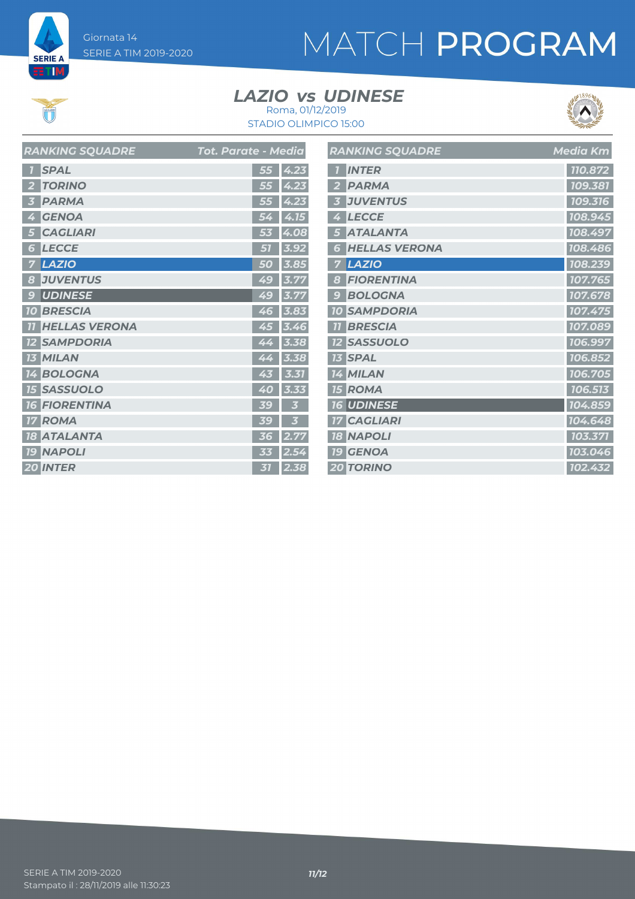Giornata 14
SERIE A TIM 2019-2020

# MATCH PROGRAM

## LAZIO vs UDINESE

Roma, 01/12/2019
STADIO OLIMPICO 15:00

| RANKING SQUADRE | | Tot. Parate | Media |
|---|---|---|---|
| 1 | SPAL | 55 | 4.23 |
| 2 | TORINO | 55 | 4.23 |
| 3 | PARMA | 55 | 4.23 |
| 4 | GENOA | 54 | 4.15 |
| 5 | CAGLIARI | 53 | 4.08 |
| 6 | LECCE | 51 | 3.92 |
| 7 | LAZIO | 50 | 3.85 |
| 8 | JUVENTUS | 49 | 3.77 |
| 9 | UDINESE | 49 | 3.77 |
| 10 | BRESCIA | 46 | 3.83 |
| 11 | HELLAS VERONA | 45 | 3.46 |
| 12 | SAMPDORIA | 44 | 3.38 |
| 13 | MILAN | 44 | 3.38 |
| 14 | BOLOGNA | 43 | 3.31 |
| 15 | SASSUOLO | 40 | 3.33 |
| 16 | FIORENTINA | 39 | 3 |
| 17 | ROMA | 39 | 3 |
| 18 | ATALANTA | 36 | 2.77 |
| 19 | NAPOLI | 33 | 2.54 |
| 20 | INTER | 31 | 2.38 |

| RANKING SQUADRE | | Media Km |
|---|---|---|
| 1 | INTER | 110.872 |
| 2 | PARMA | 109.381 |
| 3 | JUVENTUS | 109.316 |
| 4 | LECCE | 108.945 |
| 5 | ATALANTA | 108.497 |
| 6 | HELLAS VERONA | 108.486 |
| 7 | LAZIO | 108.239 |
| 8 | FIORENTINA | 107.765 |
| 9 | BOLOGNA | 107.678 |
| 10 | SAMPDORIA | 107.475 |
| 11 | BRESCIA | 107.089 |
| 12 | SASSUOLO | 106.997 |
| 13 | SPAL | 106.852 |
| 14 | MILAN | 106.705 |
| 15 | ROMA | 106.513 |
| 16 | UDINESE | 104.859 |
| 17 | CAGLIARI | 104.648 |
| 18 | NAPOLI | 103.371 |
| 19 | GENOA | 103.046 |
| 20 | TORINO | 102.432 |

SERIE A TIM 2019-2020
Stampato il : 28/11/2019 alle 11:30:23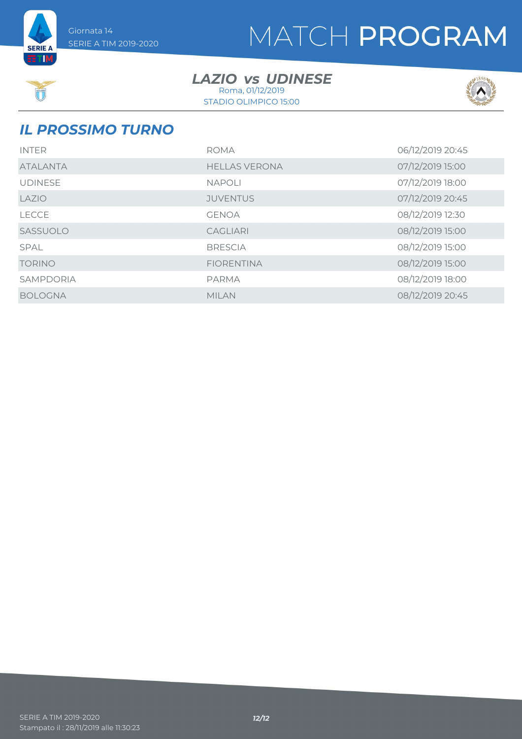# MATCH PROGRAM

Giornata 14
SERIE A TIM 2019-2020

## LAZIO vs UDINESE

Roma, 01/12/2019
STADIO OLIMPICO 15:00

## IL PROSSIMO TURNO

| | | |
|---|---|---|
| INTER | ROMA | 06/12/2019 20:45 |
| ATALANTA | HELLAS VERONA | 07/12/2019 15:00 |
| UDINESE | NAPOLI | 07/12/2019 18:00 |
| LAZIO | JUVENTUS | 07/12/2019 20:45 |
| LECCE | GENOA | 08/12/2019 12:30 |
| SASSUOLO | CAGLIARI | 08/12/2019 15:00 |
| SPAL | BRESCIA | 08/12/2019 15:00 |
| TORINO | FIORENTINA | 08/12/2019 15:00 |
| SAMPDORIA | PARMA | 08/12/2019 18:00 |
| BOLOGNA | MILAN | 08/12/2019 20:45 |

SERIE A TIM 2019-2020
Stampato il : 28/11/2019 alle 11:30:23